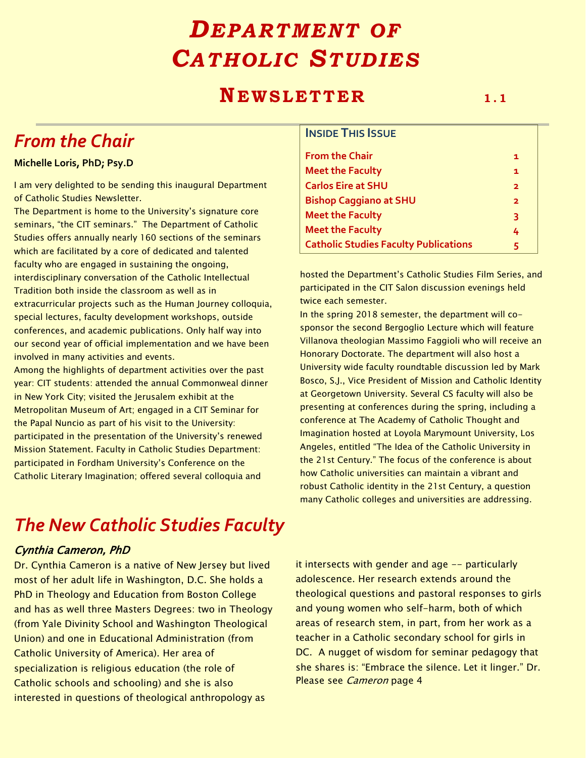# Department of Catholic Studies

## Newsletter 1.1

| Inside This Issue | |
|---|---|
| From the Chair | 1 |
| Meet the Faculty | 1 |
| Carlos Eire at SHU | 2 |
| Bishop Caggiano at SHU | 2 |
| Meet the Faculty | 3 |
| Meet the Faculty | 4 |
| Catholic Studies Faculty Publications | 5 |

## From the Chair

**Michelle Loris, PhD; Psy.D**

I am very delighted to be sending this inaugural Department of Catholic Studies Newsletter.

The Department is home to the University's signature core seminars, "the CIT seminars." The Department of Catholic Studies offers annually nearly 160 sections of the seminars which are facilitated by a core of dedicated and talented faculty who are engaged in sustaining the ongoing, interdisciplinary conversation of the Catholic Intellectual Tradition both inside the classroom as well as in extracurricular projects such as the Human Journey colloquia, special lectures, faculty development workshops, outside conferences, and academic publications. Only half way into our second year of official implementation and we have been involved in many activities and events.

Among the highlights of department activities over the past year: CIT students: attended the annual Commonweal dinner in New York City; visited the Jerusalem exhibit at the Metropolitan Museum of Art; engaged in a CIT Seminar for the Papal Nuncio as part of his visit to the University: participated in the presentation of the University's renewed Mission Statement. Faculty in Catholic Studies Department: participated in Fordham University's Conference on the Catholic Literary Imagination; offered several colloquia and hosted the Department's Catholic Studies Film Series, and participated in the CIT Salon discussion evenings held twice each semester.

In the spring 2018 semester, the department will co-sponsor the second Bergoglio Lecture which will feature Villanova theologian Massimo Faggioli who will receive an Honorary Doctorate. The department will also host a University wide faculty roundtable discussion led by Mark Bosco, S.J., Vice President of Mission and Catholic Identity at Georgetown University. Several CS faculty will also be presenting at conferences during the spring, including a conference at The Academy of Catholic Thought and Imagination hosted at Loyola Marymount University, Los Angeles, entitled "The Idea of the Catholic University in the 21st Century." The focus of the conference is about how Catholic universities can maintain a vibrant and robust Catholic identity in the 21st Century, a question many Catholic colleges and universities are addressing.

## The New Catholic Studies Faculty

### *Cynthia Cameron, PhD*

Dr. Cynthia Cameron is a native of New Jersey but lived most of her adult life in Washington, D.C. She holds a PhD in Theology and Education from Boston College and has as well three Masters Degrees: two in Theology (from Yale Divinity School and Washington Theological Union) and one in Educational Administration (from Catholic University of America). Her area of specialization is religious education (the role of Catholic schools and schooling) and she is also interested in questions of theological anthropology as it intersects with gender and age -- particularly adolescence. Her research extends around the theological questions and pastoral responses to girls and young women who self-harm, both of which areas of research stem, in part, from her work as a teacher in a Catholic secondary school for girls in DC. A nugget of wisdom for seminar pedagogy that she shares is: "Embrace the silence. Let it linger." Dr. Please see *Cameron* page 4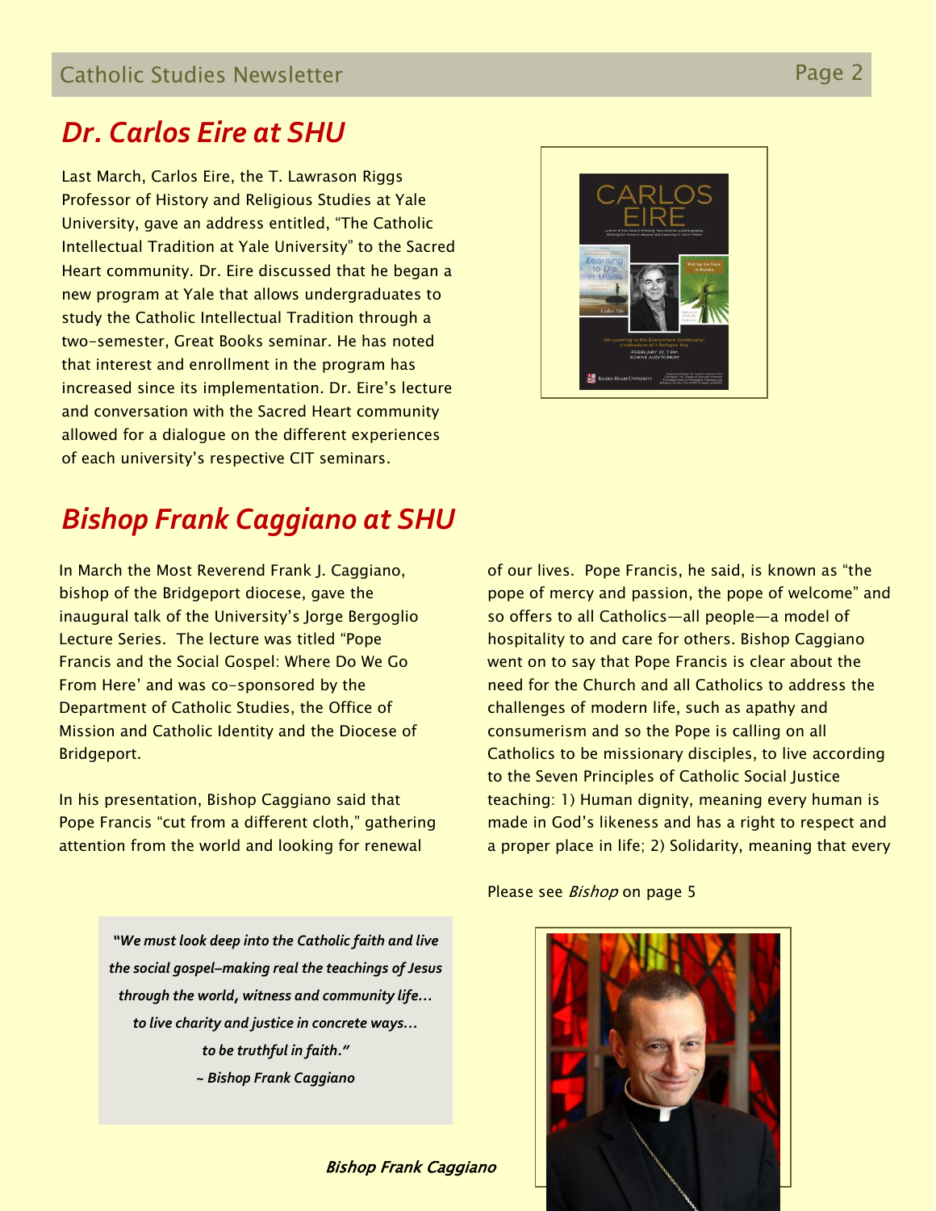## Dr. Carlos Eire at SHU

Last March, Carlos Eire, the T. Lawrason Riggs Professor of History and Religious Studies at Yale University, gave an address entitled, "The Catholic Intellectual Tradition at Yale University" to the Sacred Heart community. Dr. Eire discussed that he began a new program at Yale that allows undergraduates to study the Catholic Intellectual Tradition through a two-semester, Great Books seminar. He has noted that interest and enrollment in the program has increased since its implementation. Dr. Eire's lecture and conversation with the Sacred Heart community allowed for a dialogue on the different experiences of each university's respective CIT seminars.

## Bishop Frank Caggiano at SHU

In March the Most Reverend Frank J. Caggiano, bishop of the Bridgeport diocese, gave the inaugural talk of the University's Jorge Bergoglio Lecture Series. The lecture was titled "Pope Francis and the Social Gospel: Where Do We Go From Here' and was co-sponsored by the Department of Catholic Studies, the Office of Mission and Catholic Identity and the Diocese of Bridgeport.

In his presentation, Bishop Caggiano said that Pope Francis "cut from a different cloth," gathering attention from the world and looking for renewal of our lives. Pope Francis, he said, is known as "the pope of mercy and passion, the pope of welcome" and so offers to all Catholics—all people—a model of hospitality to and care for others. Bishop Caggiano went on to say that Pope Francis is clear about the need for the Church and all Catholics to address the challenges of modern life, such as apathy and consumerism and so the Pope is calling on all Catholics to be missionary disciples, to live according to the Seven Principles of Catholic Social Justice teaching: 1) Human dignity, meaning every human is made in God's likeness and has a right to respect and a proper place in life; 2) Solidarity, meaning that every

Please see *Bishop* on page 5

> ***"We must look deep into the Catholic faith and live the social gospel–making real the teachings of Jesus through the world, witness and community life… to live charity and justice in concrete ways… to be truthful in faith."***
> ***~ Bishop Frank Caggiano***

*Bishop Frank Caggiano*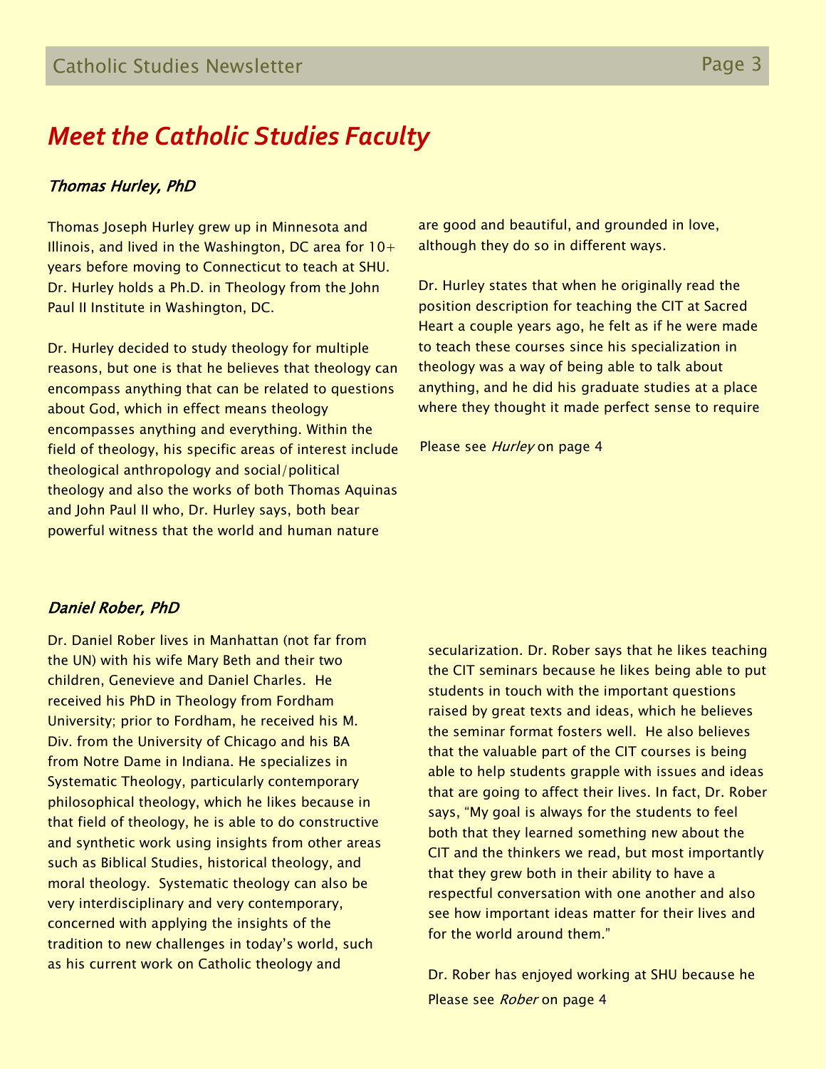# Meet the Catholic Studies Faculty

## *Thomas Hurley, PhD*

Thomas Joseph Hurley grew up in Minnesota and Illinois, and lived in the Washington, DC area for 10+ years before moving to Connecticut to teach at SHU. Dr. Hurley holds a Ph.D. in Theology from the John Paul II Institute in Washington, DC.

Dr. Hurley decided to study theology for multiple reasons, but one is that he believes that theology can encompass anything that can be related to questions about God, which in effect means theology encompasses anything and everything. Within the field of theology, his specific areas of interest include theological anthropology and social/political theology and also the works of both Thomas Aquinas and John Paul II who, Dr. Hurley says, both bear powerful witness that the world and human nature are good and beautiful, and grounded in love, although they do so in different ways.

Dr. Hurley states that when he originally read the position description for teaching the CIT at Sacred Heart a couple years ago, he felt as if he were made to teach these courses since his specialization in theology was a way of being able to talk about anything, and he did his graduate studies at a place where they thought it made perfect sense to require

Please see *Hurley* on page 4

## *Daniel Rober, PhD*

Dr. Daniel Rober lives in Manhattan (not far from the UN) with his wife Mary Beth and their two children, Genevieve and Daniel Charles. He received his PhD in Theology from Fordham University; prior to Fordham, he received his M. Div. from the University of Chicago and his BA from Notre Dame in Indiana. He specializes in Systematic Theology, particularly contemporary philosophical theology, which he likes because in that field of theology, he is able to do constructive and synthetic work using insights from other areas such as Biblical Studies, historical theology, and moral theology. Systematic theology can also be very interdisciplinary and very contemporary, concerned with applying the insights of the tradition to new challenges in today's world, such as his current work on Catholic theology and secularization. Dr. Rober says that he likes teaching the CIT seminars because he likes being able to put students in touch with the important questions raised by great texts and ideas, which he believes the seminar format fosters well. He also believes that the valuable part of the CIT courses is being able to help students grapple with issues and ideas that are going to affect their lives. In fact, Dr. Rober says, "My goal is always for the students to feel both that they learned something new about the CIT and the thinkers we read, but most importantly that they grew both in their ability to have a respectful conversation with one another and also see how important ideas matter for their lives and for the world around them."

Dr. Rober has enjoyed working at SHU because he

Please see *Rober* on page 4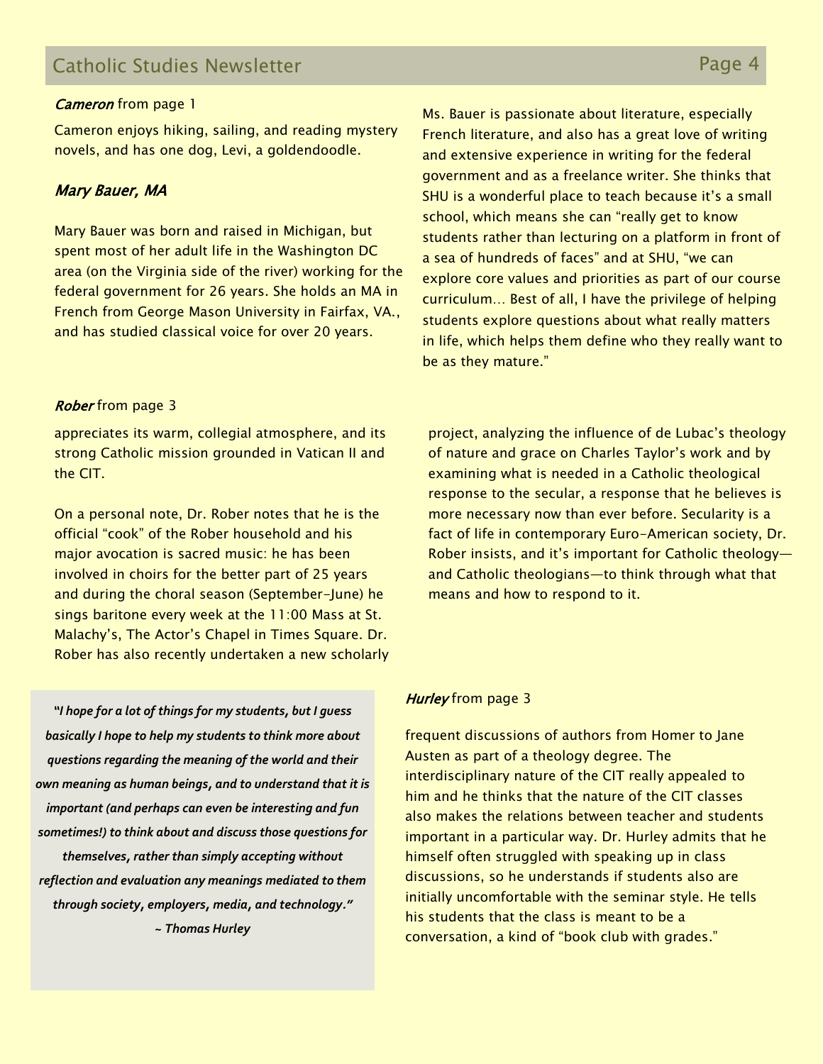*Cameron* from page 1

Cameron enjoys hiking, sailing, and reading mystery novels, and has one dog, Levi, a goldendoodle.

## *Mary Bauer, MA*

Mary Bauer was born and raised in Michigan, but spent most of her adult life in the Washington DC area (on the Virginia side of the river) working for the federal government for 26 years. She holds an MA in French from George Mason University in Fairfax, VA., and has studied classical voice for over 20 years.

Ms. Bauer is passionate about literature, especially French literature, and also has a great love of writing and extensive experience in writing for the federal government and as a freelance writer. She thinks that SHU is a wonderful place to teach because it's a small school, which means she can "really get to know students rather than lecturing on a platform in front of a sea of hundreds of faces" and at SHU, "we can explore core values and priorities as part of our course curriculum… Best of all, I have the privilege of helping students explore questions about what really matters in life, which helps them define who they really want to be as they mature."

*Rober* from page 3

appreciates its warm, collegial atmosphere, and its strong Catholic mission grounded in Vatican II and the CIT.

On a personal note, Dr. Rober notes that he is the official "cook" of the Rober household and his major avocation is sacred music: he has been involved in choirs for the better part of 25 years and during the choral season (September–June) he sings baritone every week at the 11:00 Mass at St. Malachy's, The Actor's Chapel in Times Square. Dr. Rober has also recently undertaken a new scholarly project, analyzing the influence of de Lubac's theology of nature and grace on Charles Taylor's work and by examining what is needed in a Catholic theological response to the secular, a response that he believes is more necessary now than ever before. Secularity is a fact of life in contemporary Euro-American society, Dr. Rober insists, and it's important for Catholic theology—and Catholic theologians—to think through what that means and how to respond to it.

> ***"I hope for a lot of things for my students, but I guess basically I hope to help my students to think more about questions regarding the meaning of the world and their own meaning as human beings, and to understand that it is important (and perhaps can even be interesting and fun sometimes!) to think about and discuss those questions for themselves, rather than simply accepting without reflection and evaluation any meanings mediated to them through society, employers, media, and technology."***
>
> ***~ Thomas Hurley***

*Hurley* from page 3

frequent discussions of authors from Homer to Jane Austen as part of a theology degree. The interdisciplinary nature of the CIT really appealed to him and he thinks that the nature of the CIT classes also makes the relations between teacher and students important in a particular way. Dr. Hurley admits that he himself often struggled with speaking up in class discussions, so he understands if students also are initially uncomfortable with the seminar style. He tells his students that the class is meant to be a conversation, a kind of "book club with grades."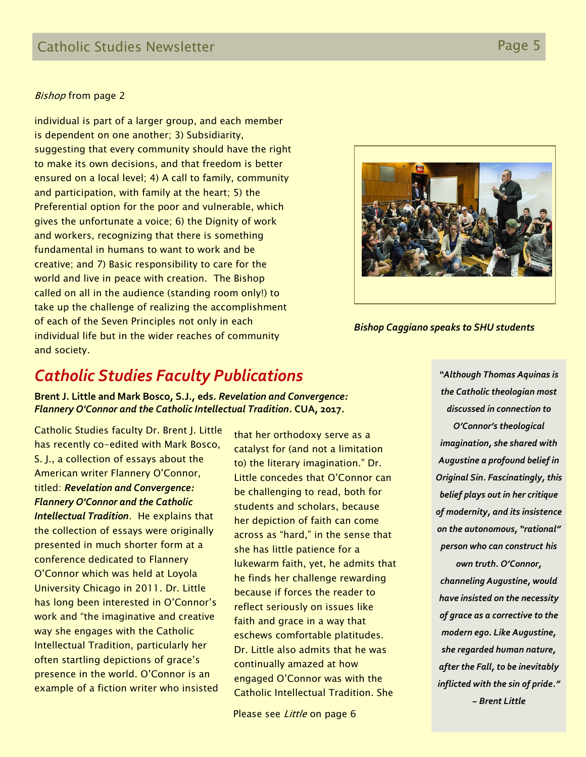*Bishop* from page 2

individual is part of a larger group, and each member is dependent on one another; 3) Subsidiarity, suggesting that every community should have the right to make its own decisions, and that freedom is better ensured on a local level; 4) A call to family, community and participation, with family at the heart; 5) the Preferential option for the poor and vulnerable, which gives the unfortunate a voice; 6) the Dignity of work and workers, recognizing that there is something fundamental in humans to want to work and be creative; and 7) Basic responsibility to care for the world and live in peace with creation. The Bishop called on all in the audience (standing room only!) to take up the challenge of realizing the accomplishment of each of the Seven Principles not only in each individual life but in the wider reaches of community and society.

***Bishop Caggiano speaks to SHU students***

## *Catholic Studies Faculty Publications*

**Brent J. Little and Mark Bosco, S.J., eds. *Revelation and Convergence: Flannery O'Connor and the Catholic Intellectual Tradition.* CUA, 2017.**

Catholic Studies faculty Dr. Brent J. Little has recently co-edited with Mark Bosco, S. J., a collection of essays about the American writer Flannery O'Connor, titled: ***Revelation and Convergence: Flannery O'Connor and the Catholic Intellectual Tradition***. He explains that the collection of essays were originally presented in much shorter form at a conference dedicated to Flannery O'Connor which was held at Loyola University Chicago in 2011. Dr. Little has long been interested in O'Connor's work and "the imaginative and creative way she engages with the Catholic Intellectual Tradition, particularly her often startling depictions of grace's presence in the world. O'Connor is an example of a fiction writer who insisted that her orthodoxy serve as a catalyst for (and not a limitation to) the literary imagination." Dr. Little concedes that O'Connor can be challenging to read, both for students and scholars, because her depiction of faith can come across as "hard," in the sense that she has little patience for a lukewarm faith, yet, he admits that he finds her challenge rewarding because if forces the reader to reflect seriously on issues like faith and grace in a way that eschews comfortable platitudes. Dr. Little also admits that he was continually amazed at how engaged O'Connor was with the Catholic Intellectual Tradition. She

Please see *Little* on page 6

> ***"Although Thomas Aquinas is the Catholic theologian most discussed in connection to O'Connor's theological imagination, she shared with Augustine a profound belief in Original Sin. Fascinatingly, this belief plays out in her critique of modernity, and its insistence on the autonomous, "rational" person who can construct his own truth. O'Connor, channeling Augustine, would have insisted on the necessity of grace as a corrective to the modern ego. Like Augustine, she regarded human nature, after the Fall, to be inevitably inflicted with the sin of pride." ~ Brent Little***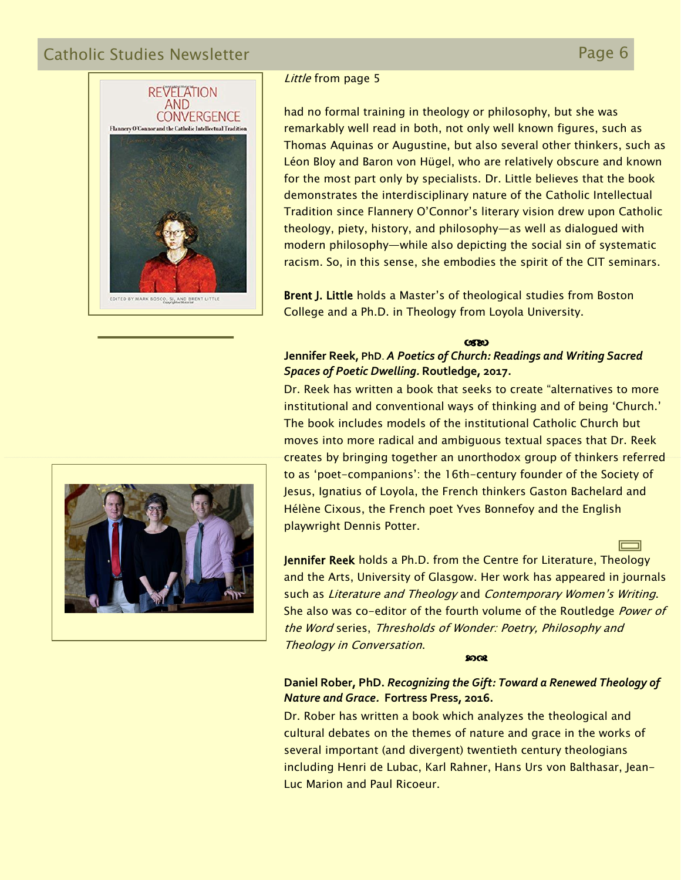*Little* from page 5

had no formal training in theology or philosophy, but she was remarkably well read in both, not only well known figures, such as Thomas Aquinas or Augustine, but also several other thinkers, such as Léon Bloy and Baron von Hügel, who are relatively obscure and known for the most part only by specialists. Dr. Little believes that the book demonstrates the interdisciplinary nature of the Catholic Intellectual Tradition since Flannery O'Connor's literary vision drew upon Catholic theology, piety, history, and philosophy—as well as dialogued with modern philosophy—while also depicting the social sin of systematic racism. So, in this sense, she embodies the spirit of the CIT seminars.

**Brent J. Little** holds a Master's of theological studies from Boston College and a Ph.D. in Theology from Loyola University.

**Jennifer Reek, PhD.** ***A Poetics of Church: Readings and Writing Sacred Spaces of Poetic Dwelling.*** **Routledge, 2017.**

Dr. Reek has written a book that seeks to create "alternatives to more institutional and conventional ways of thinking and of being 'Church.' The book includes models of the institutional Catholic Church but moves into more radical and ambiguous textual spaces that Dr. Reek creates by bringing together an unorthodox group of thinkers referred to as 'poet-companions': the 16th-century founder of the Society of Jesus, Ignatius of Loyola, the French thinkers Gaston Bachelard and Hélène Cixous, the French poet Yves Bonnefoy and the English playwright Dennis Potter.

**Jennifer Reek** holds a Ph.D. from the Centre for Literature, Theology and the Arts, University of Glasgow. Her work has appeared in journals such as *Literature and Theology* and *Contemporary Women's Writing*. She also was co-editor of the fourth volume of the Routledge *Power of the Word* series, *Thresholds of Wonder: Poetry, Philosophy and Theology in Conversation*.

**Daniel Rober, PhD.** ***Recognizing the Gift: Toward a Renewed Theology of Nature and Grace.*** **Fortress Press, 2016.**

Dr. Rober has written a book which analyzes the theological and cultural debates on the themes of nature and grace in the works of several important (and divergent) twentieth century theologians including Henri de Lubac, Karl Rahner, Hans Urs von Balthasar, Jean-Luc Marion and Paul Ricoeur.